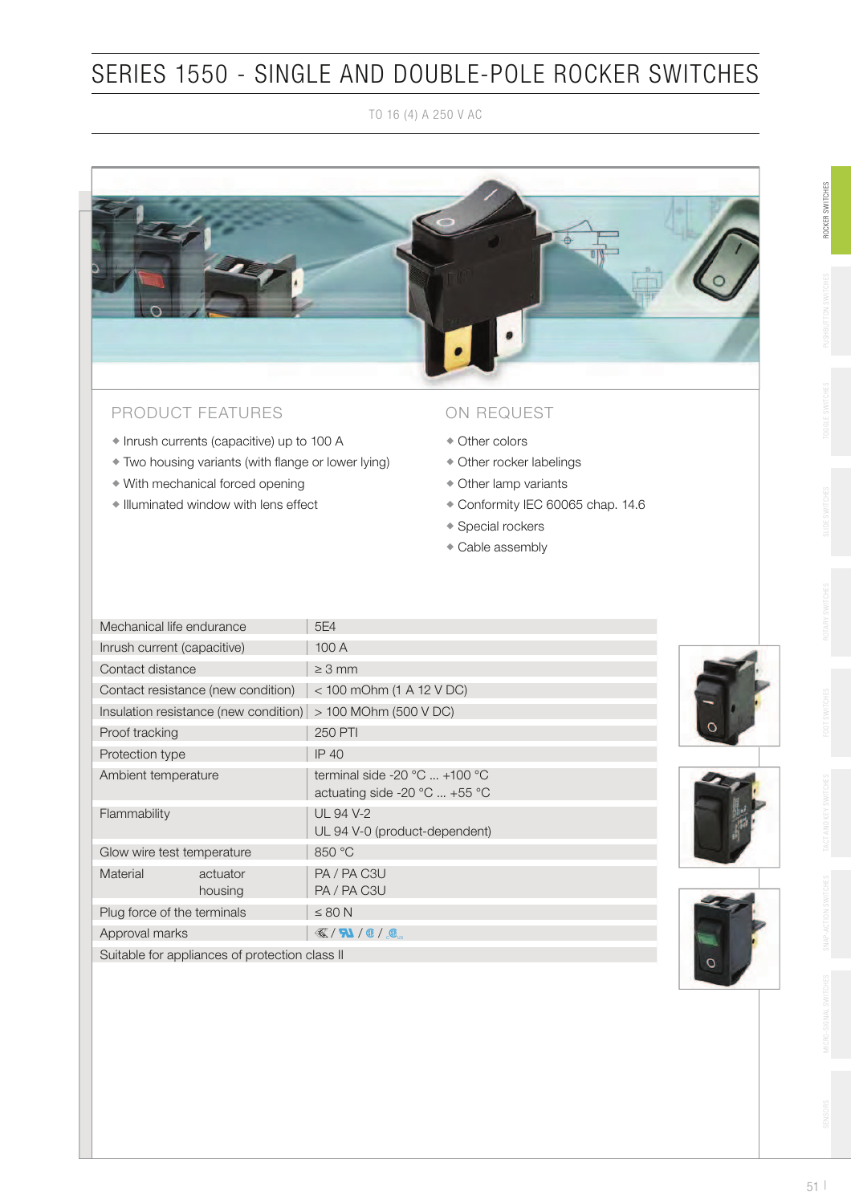# SERIES 1550 - SINGLE AND DOUBLE-POLE ROCKER SWITCHES

TO 16 (4) A 250 V AC

## PRODUCT FEATURES

- Inrush currents (capacitive) up to 100 A
- Two housing variants (with flange or lower lying)
- With mechanical forced opening
- Illuminated window with lens effect

## ON REQUEST

- Other colors
- Other rocker labelings
- Other lamp variants
- Conformity IEC 60065 chap. 14.6
- Special rockers
- Cable assembly

| | |
|---|---|
| Mechanical life endurance | 5E4 |
| Inrush current (capacitive) | 100 A |
| Contact distance | ≥ 3 mm |
| Contact resistance (new condition) | < 100 mOhm (1 A 12 V DC) |
| Insulation resistance (new condition) | > 100 MOhm (500 V DC) |
| Proof tracking | 250 PTI |
| Protection type | IP 40 |
| Ambient temperature | terminal side -20 °C ... +100 °C<br>actuating side -20 °C ... +55 °C |
| Flammability | UL 94 V-2<br>UL 94 V-0 (product-dependent) |
| Glow wire test temperature | 850 °C |
| Material actuator<br>housing | PA / PA C3U<br>PA / PA C3U |
| Plug force of the terminals | ≤ 80 N |
| Approval marks | / / / |
| Suitable for appliances of protection class II | |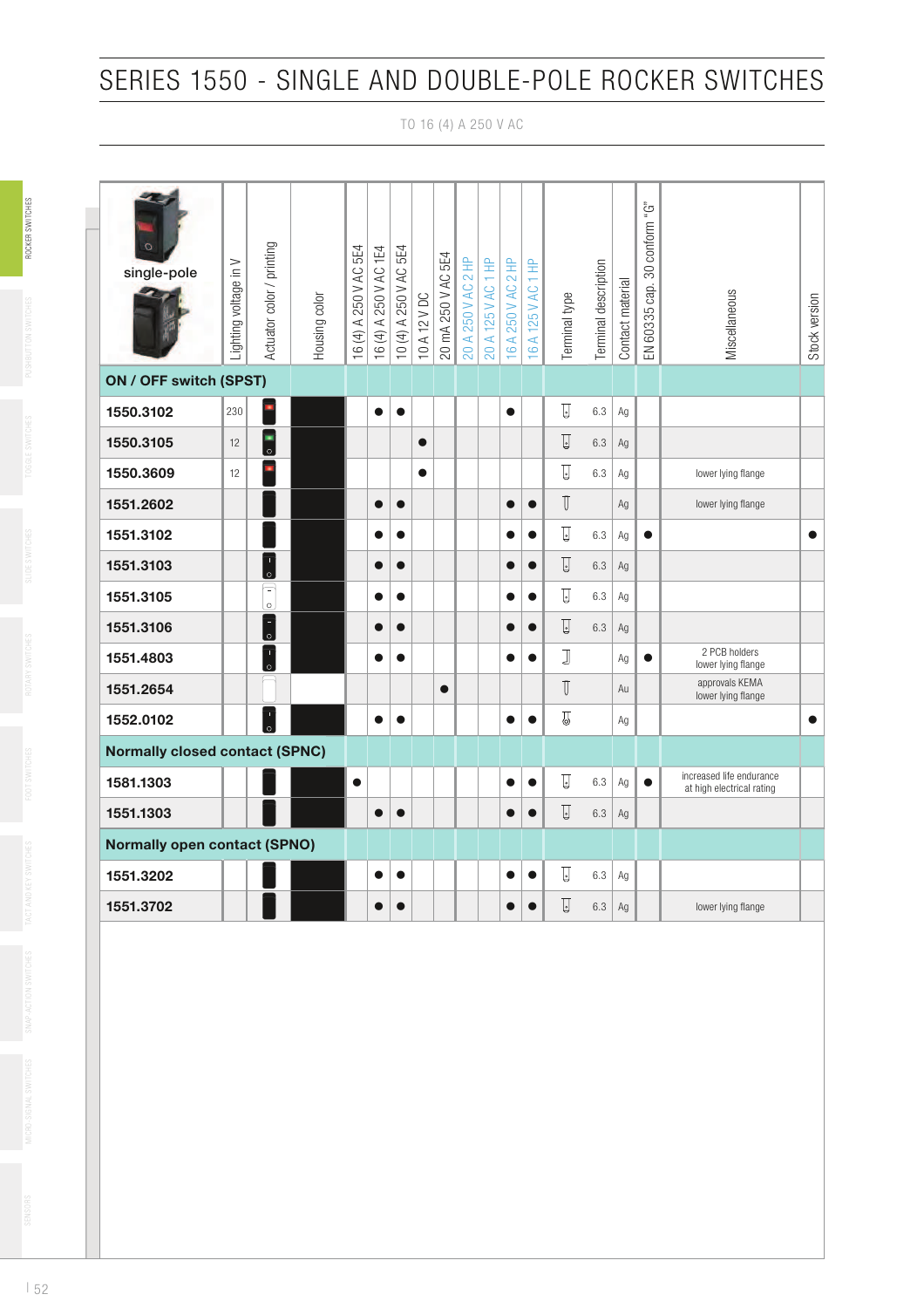# SERIES 1550 - SINGLE AND DOUBLE-POLE ROCKER SWITCHES

TO 16 (4) A 250 V AC

| single-pole | Lighting voltage in V | Actuator color / printing | Housing color | 16 (4) A 250 V AC 5E4 | 16 (4) A 250 V AC 1E4 | 10 (4) A 250 V AC 5E4 | 10 A 12 V DC | 20 mA 250 V AC 5E4 | 20 A 250 V AC 2 HP | 20 A 125 V AC 1 HP | 16 A 250 V AC 2 HP | 16 A 125 V AC 1 HP | Terminal type | Terminal description | Contact material | EN 60335 cap. 30 conform "G" | Miscellaneous | Stock version |
|---|---|---|---|---|---|---|---|---|---|---|---|---|---|---|---|---|---|---|
| **ON / OFF switch (SPST)** | | | | | | | | | | | | | | | | | | |
| **1550.3102** | 230 | | | | ● | ● | | | | | ● | | | 6.3 | Ag | | | |
| **1550.3105** | 12 | | | | | | ● | | | | | | | 6.3 | Ag | | | |
| **1550.3609** | 12 | | | | | | ● | | | | | | | 6.3 | Ag | | lower lying flange | |
| **1551.2602** | | | | | ● | ● | | | | | ● | ● | | | Ag | | lower lying flange | |
| **1551.3102** | | | | | ● | ● | | | | | ● | ● | | 6.3 | Ag | ● | | ● |
| **1551.3103** | | | | | ● | ● | | | | | ● | ● | | 6.3 | Ag | | | |
| **1551.3105** | | | | | ● | ● | | | | | ● | ● | | 6.3 | Ag | | | |
| **1551.3106** | | | | | ● | ● | | | | | ● | ● | | 6.3 | Ag | | | |
| **1551.4803** | | | | | ● | ● | | | | | ● | ● | | | Ag | ● | 2 PCB holders lower lying flange | |
| **1551.2654** | | | | | | | | ● | | | | | | | Au | | approvals KEMA lower lying flange | |
| **1552.0102** | | | | | ● | ● | | | | | ● | ● | | | Ag | | | ● |
| **Normally closed contact (SPNC)** | | | | | | | | | | | | | | | | | | |
| **1581.1303** | | | | ● | | | | | | | ● | ● | | 6.3 | Ag | ● | increased life endurance at high electrical rating | |
| **1551.1303** | | | | | ● | ● | | | | | ● | ● | | 6.3 | Ag | | | |
| **Normally open contact (SPNO)** | | | | | | | | | | | | | | | | | | |
| **1551.3202** | | | | | ● | ● | | | | | ● | ● | | 6.3 | Ag | | | |
| **1551.3702** | | | | | ● | ● | | | | | ● | ● | | 6.3 | Ag | | lower lying flange | |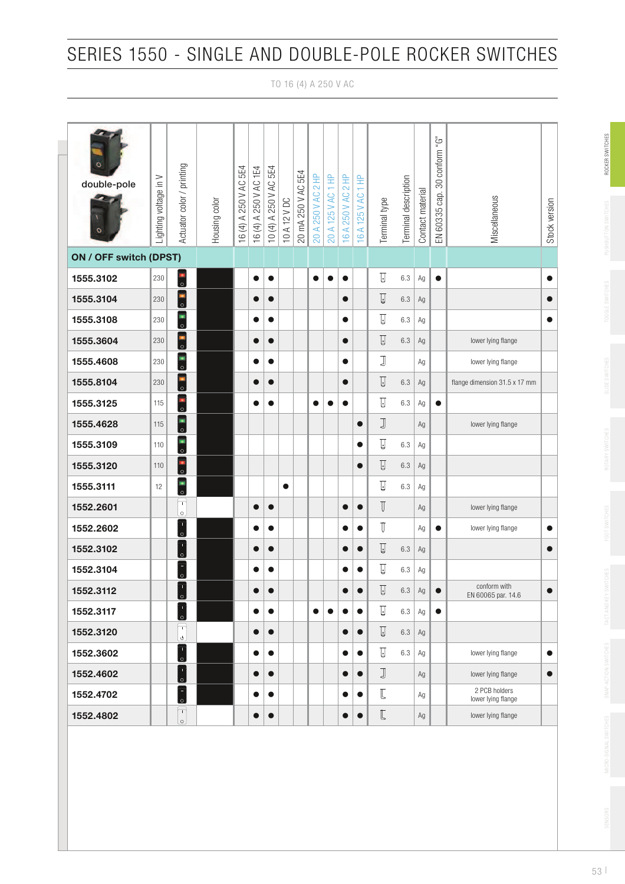# SERIES 1550 - SINGLE AND DOUBLE-POLE ROCKER SWITCHES

TO 16 (4) A 250 V AC

| double-pole | Lighting voltage in V | Actuator color / printing | Housing color | 16 (4) A 250 V AC 5E4 | 16 (4) A 250 V AC 1E4 | 10 (4) A 250 V AC 5E4 | 10 A 12 V DC | 20 mA 250 V AC 5E4 | 20 A 250 V AC 2 HP | 20 A 125 V AC 1 HP | 16 A 250 V AC 2 HP | 16 A 125 V AC 1 HP | Terminal type | Terminal description | Contact material | EN 60335 cap. 30 conform "G" | Miscellaneous | Stock version |
|---|---|---|---|---|---|---|---|---|---|---|---|---|---|---|---|---|---|---|
| **ON / OFF switch (DPST)** | | | | | | | | | | | | | | | | | | |
| **1555.3102** | 230 | | | | ● | ● | | | ● | ● | ● | | | 6.3 | Ag | ● | | ● |
| **1555.3104** | 230 | | | | ● | ● | | | | | ● | | | 6.3 | Ag | | | ● |
| **1555.3108** | 230 | | | | ● | ● | | | | | ● | | | 6.3 | Ag | | | ● |
| **1555.3604** | 230 | | | | ● | ● | | | | | ● | | | 6.3 | Ag | | lower lying flange | |
| **1555.4608** | 230 | | | | ● | ● | | | | | ● | | | | Ag | | lower lying flange | |
| **1555.8104** | 230 | | | | ● | ● | | | | | ● | | | 6.3 | Ag | | flange dimension 31.5 x 17 mm | |
| **1555.3125** | 115 | | | | ● | ● | | | ● | ● | ● | | | 6.3 | Ag | ● | | |
| **1555.4628** | 115 | | | | | | | | | | | ● | | | Ag | | lower lying flange | |
| **1555.3109** | 110 | | | | | | | | | | | ● | | 6.3 | Ag | | | |
| **1555.3120** | 110 | | | | | | | | | | | ● | | 6.3 | Ag | | | |
| **1555.3111** | 12 | | | | | | ● | | | | | | | 6.3 | Ag | | | |
| **1552.2601** | | | | | ● | ● | | | | | ● | ● | | | Ag | | lower lying flange | |
| **1552.2602** | | | | | ● | ● | | | | | ● | ● | | | Ag | ● | lower lying flange | ● |
| **1552.3102** | | | | | ● | ● | | | | | ● | ● | | 6.3 | Ag | | | ● |
| **1552.3104** | | | | | ● | ● | | | | | ● | ● | | 6.3 | Ag | | | |
| **1552.3112** | | | | | ● | ● | | | | | ● | ● | | 6.3 | Ag | ● | conform with EN 60065 par. 14.6 | ● |
| **1552.3117** | | | | | ● | ● | | | ● | ● | ● | ● | | 6.3 | Ag | ● | | |
| **1552.3120** | | | | | ● | ● | | | | | ● | ● | | 6.3 | Ag | | | |
| **1552.3602** | | | | | ● | ● | | | | | ● | ● | | 6.3 | Ag | | lower lying flange | ● |
| **1552.4602** | | | | | ● | ● | | | | | ● | ● | | | Ag | | lower lying flange | ● |
| **1552.4702** | | | | | ● | ● | | | | | ● | ● | | | Ag | | 2 PCB holders lower lying flange | |
| **1552.4802** | | | | | ● | ● | | | | | ● | ● | | | Ag | | lower lying flange | |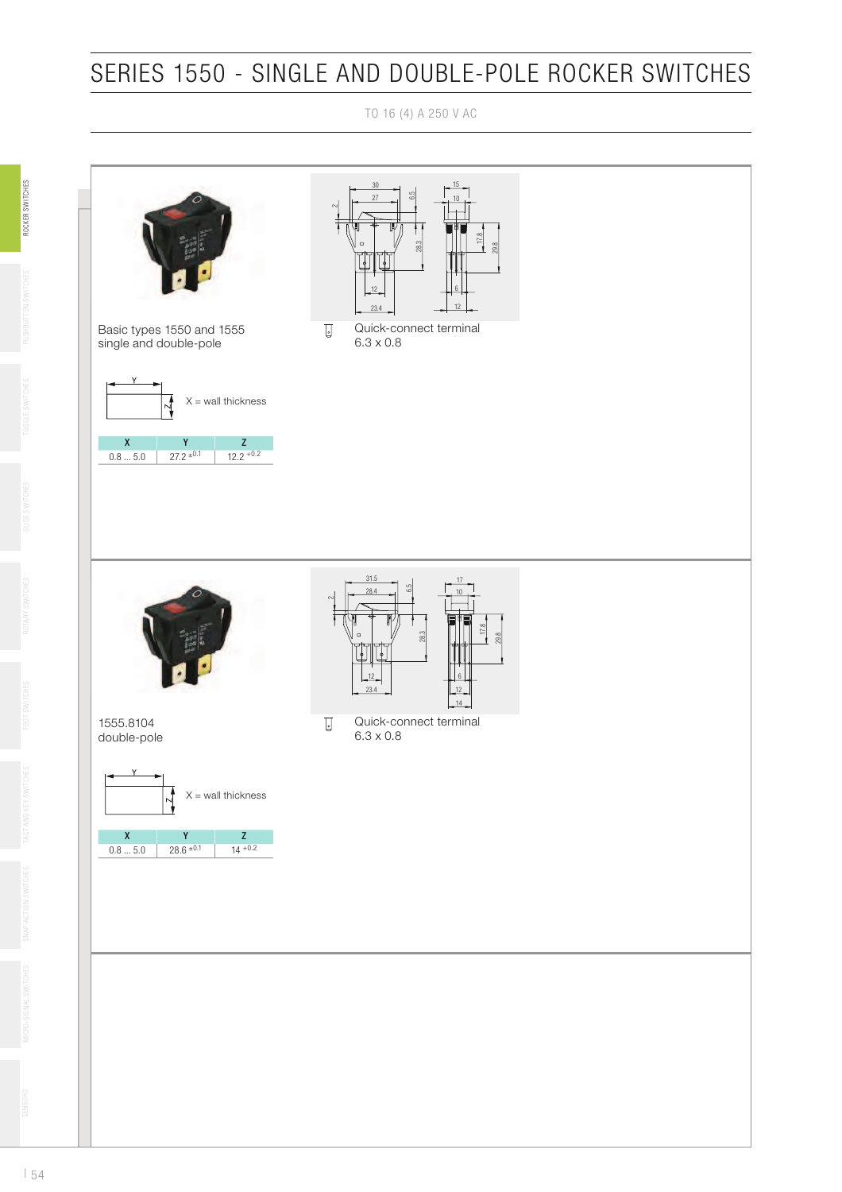# SERIES 1550 - SINGLE AND DOUBLE-POLE ROCKER SWITCHES

TO 16 (4) A 250 V AC

Basic types 1550 and 1555
single and double-pole

Quick-connect terminal
6.3 x 0.8

X = wall thickness

| X | Y | Z |
|---|---|---|
| 0.8 ... 5.0 | 27.2 $^{\pm 0.1}$ | 12.2 $^{+0.2}$ |

1555.8104
double-pole

Quick-connect terminal
6.3 x 0.8

X = wall thickness

| X | Y | Z |
|---|---|---|
| 0.8 ... 5.0 | 28.6 $^{\pm 0.1}$ | 14 $^{+0.2}$ |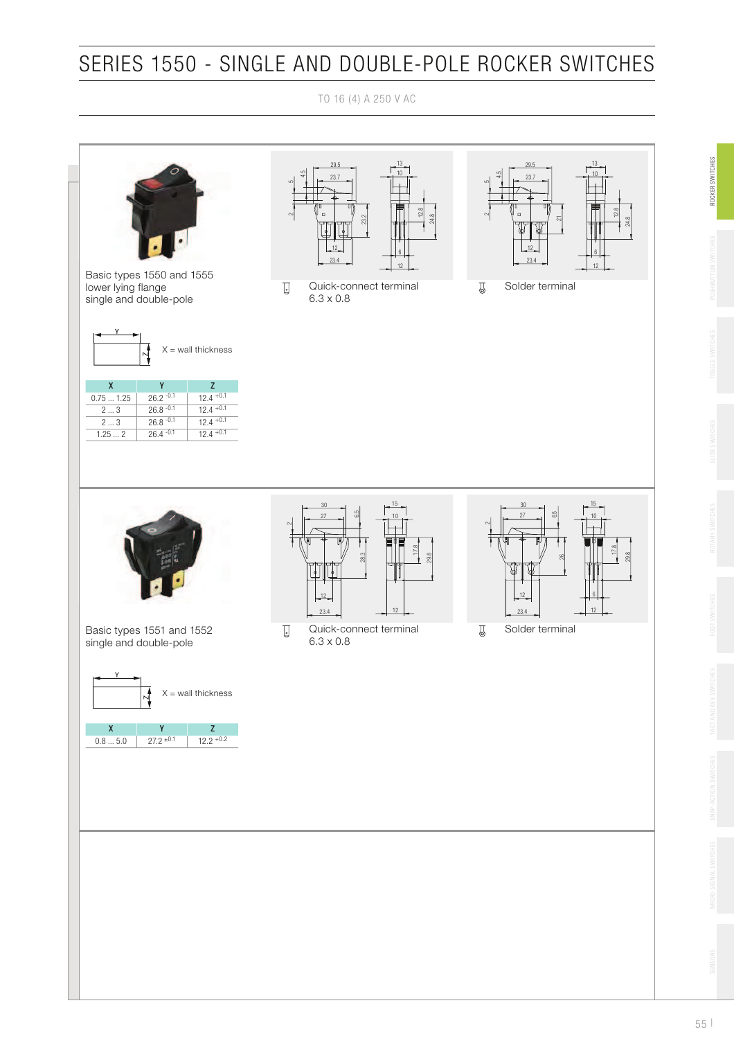# SERIES 1550 - SINGLE AND DOUBLE-POLE ROCKER SWITCHES

TO 16 (4) A 250 V AC

Basic types 1550 and 1555
lower lying flange
single and double-pole

X = wall thickness

| X | Y | Z |
|---|---|---|
| 0.75 ... 1.25 | 26.2 $^{-0.1}$ | 12.4 $^{+0.1}$ |
| 2 ... 3 | 26.8 $^{-0.1}$ | 12.4 $^{+0.1}$ |
| 2 ... 3 | 26.8 $^{-0.1}$ | 12.4 $^{+0.1}$ |
| 1.25 ... 2 | 26.4 $^{-0.1}$ | 12.4 $^{+0.1}$ |

Quick-connect terminal 6.3 x 0.8

Solder terminal

Basic types 1551 and 1552
single and double-pole

X = wall thickness

| X | Y | Z |
|---|---|---|
| 0.8 ... 5.0 | 27.2 $^{\pm0.1}$ | 12.2 $^{+0.2}$ |

Quick-connect terminal 6.3 x 0.8

Solder terminal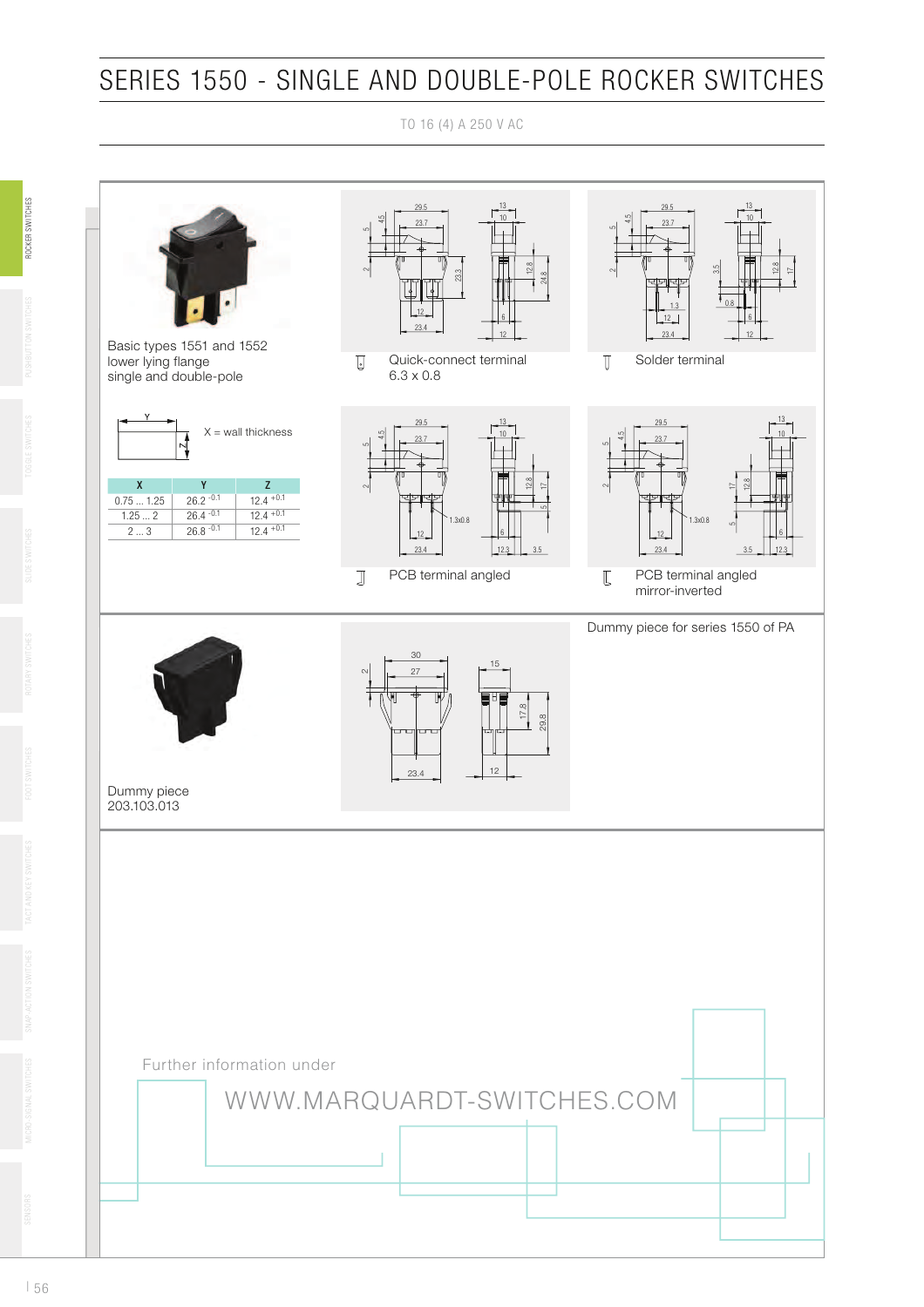# SERIES 1550 - SINGLE AND DOUBLE-POLE ROCKER SWITCHES

TO 16 (4) A 250 V AC

Basic types 1551 and 1552
lower lying flange
single and double-pole

29.5
23.7
13
10
4.5
5
2
23.3
12.8
24.8
12
23.4
6
12

Quick-connect terminal
6.3 x 0.8

29.5
23.7
13
10
4.5
5
2
3.5
12.8
17
1.3
12
23.4
0.8
6
12

Solder terminal

Y
Z
X = wall thickness

| X | Y | Z |
|---|---|---|
| 0.75 ... 1.25 | 26.2 $^{-0.1}$ | 12.4 $^{+0.1}$ |
| 1.25 ... 2 | 26.4 $^{-0.1}$ | 12.4 $^{+0.1}$ |
| 2 ... 3 | 26.8 $^{-0.1}$ | 12.4 $^{+0.1}$ |

29.5
23.7
13
10
4.5
5
2
12.8
17
1.3x0.8
12
23.4
5
6
12.3
3.5

PCB terminal angled

29.5
23.7
13
10
4.5
5
2
17
12.8
1.3x0.8
5
12
23.4
3.5
6
12.3

PCB terminal angled
mirror-inverted

Dummy piece for series 1550 of PA

Dummy piece
203.103.013

30
27
2
15
17.8
29.8
23.4
12

Further information under

WWW.MARQUARDT-SWITCHES.COM